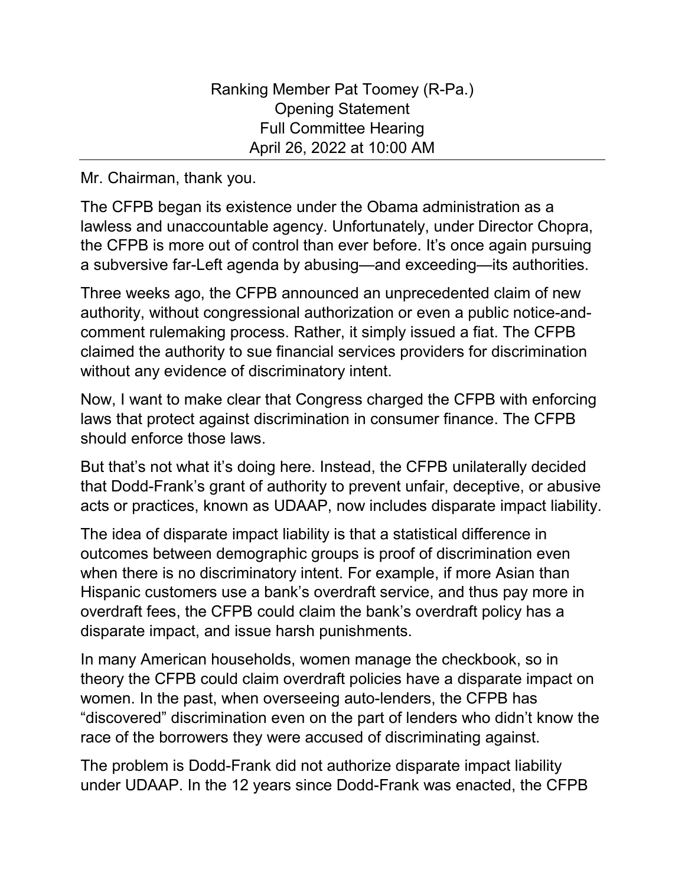Ranking Member Pat Toomey (R-Pa.)
Opening Statement
Full Committee Hearing
April 26, 2022 at 10:00 AM

---

Mr. Chairman, thank you.

The CFPB began its existence under the Obama administration as a lawless and unaccountable agency. Unfortunately, under Director Chopra, the CFPB is more out of control than ever before. It's once again pursuing a subversive far-Left agenda by abusing—and exceeding—its authorities.

Three weeks ago, the CFPB announced an unprecedented claim of new authority, without congressional authorization or even a public notice-and-comment rulemaking process. Rather, it simply issued a fiat. The CFPB claimed the authority to sue financial services providers for discrimination without any evidence of discriminatory intent.

Now, I want to make clear that Congress charged the CFPB with enforcing laws that protect against discrimination in consumer finance. The CFPB should enforce those laws.

But that's not what it's doing here. Instead, the CFPB unilaterally decided that Dodd-Frank's grant of authority to prevent unfair, deceptive, or abusive acts or practices, known as UDAAP, now includes disparate impact liability.

The idea of disparate impact liability is that a statistical difference in outcomes between demographic groups is proof of discrimination even when there is no discriminatory intent. For example, if more Asian than Hispanic customers use a bank's overdraft service, and thus pay more in overdraft fees, the CFPB could claim the bank's overdraft policy has a disparate impact, and issue harsh punishments.

In many American households, women manage the checkbook, so in theory the CFPB could claim overdraft policies have a disparate impact on women. In the past, when overseeing auto-lenders, the CFPB has "discovered" discrimination even on the part of lenders who didn't know the race of the borrowers they were accused of discriminating against.

The problem is Dodd-Frank did not authorize disparate impact liability under UDAAP. In the 12 years since Dodd-Frank was enacted, the CFPB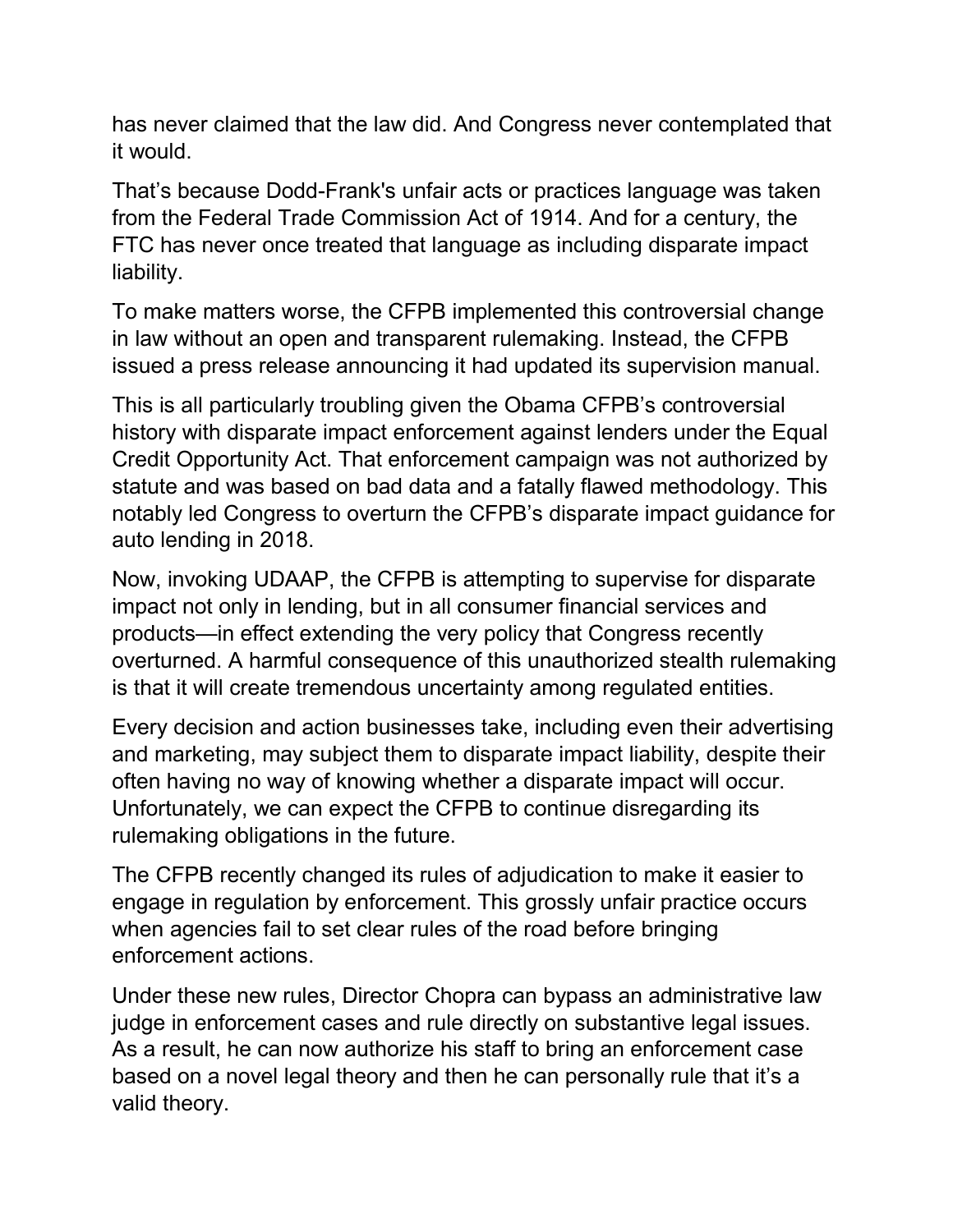has never claimed that the law did. And Congress never contemplated that it would.

That's because Dodd-Frank's unfair acts or practices language was taken from the Federal Trade Commission Act of 1914. And for a century, the FTC has never once treated that language as including disparate impact liability.

To make matters worse, the CFPB implemented this controversial change in law without an open and transparent rulemaking. Instead, the CFPB issued a press release announcing it had updated its supervision manual.

This is all particularly troubling given the Obama CFPB's controversial history with disparate impact enforcement against lenders under the Equal Credit Opportunity Act. That enforcement campaign was not authorized by statute and was based on bad data and a fatally flawed methodology. This notably led Congress to overturn the CFPB's disparate impact guidance for auto lending in 2018.

Now, invoking UDAAP, the CFPB is attempting to supervise for disparate impact not only in lending, but in all consumer financial services and products—in effect extending the very policy that Congress recently overturned. A harmful consequence of this unauthorized stealth rulemaking is that it will create tremendous uncertainty among regulated entities.

Every decision and action businesses take, including even their advertising and marketing, may subject them to disparate impact liability, despite their often having no way of knowing whether a disparate impact will occur. Unfortunately, we can expect the CFPB to continue disregarding its rulemaking obligations in the future.

The CFPB recently changed its rules of adjudication to make it easier to engage in regulation by enforcement. This grossly unfair practice occurs when agencies fail to set clear rules of the road before bringing enforcement actions.

Under these new rules, Director Chopra can bypass an administrative law judge in enforcement cases and rule directly on substantive legal issues. As a result, he can now authorize his staff to bring an enforcement case based on a novel legal theory and then he can personally rule that it's a valid theory.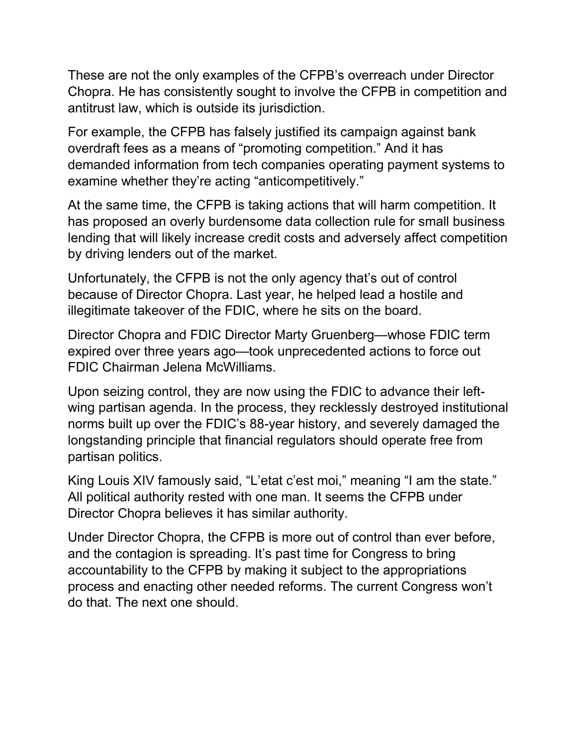These are not the only examples of the CFPB's overreach under Director Chopra. He has consistently sought to involve the CFPB in competition and antitrust law, which is outside its jurisdiction.

For example, the CFPB has falsely justified its campaign against bank overdraft fees as a means of "promoting competition." And it has demanded information from tech companies operating payment systems to examine whether they're acting "anticompetitively."

At the same time, the CFPB is taking actions that will harm competition. It has proposed an overly burdensome data collection rule for small business lending that will likely increase credit costs and adversely affect competition by driving lenders out of the market.

Unfortunately, the CFPB is not the only agency that's out of control because of Director Chopra. Last year, he helped lead a hostile and illegitimate takeover of the FDIC, where he sits on the board.

Director Chopra and FDIC Director Marty Gruenberg—whose FDIC term expired over three years ago—took unprecedented actions to force out FDIC Chairman Jelena McWilliams.

Upon seizing control, they are now using the FDIC to advance their left-wing partisan agenda. In the process, they recklessly destroyed institutional norms built up over the FDIC's 88-year history, and severely damaged the longstanding principle that financial regulators should operate free from partisan politics.

King Louis XIV famously said, "L'etat c'est moi," meaning "I am the state." All political authority rested with one man. It seems the CFPB under Director Chopra believes it has similar authority.

Under Director Chopra, the CFPB is more out of control than ever before, and the contagion is spreading. It's past time for Congress to bring accountability to the CFPB by making it subject to the appropriations process and enacting other needed reforms. The current Congress won't do that. The next one should.